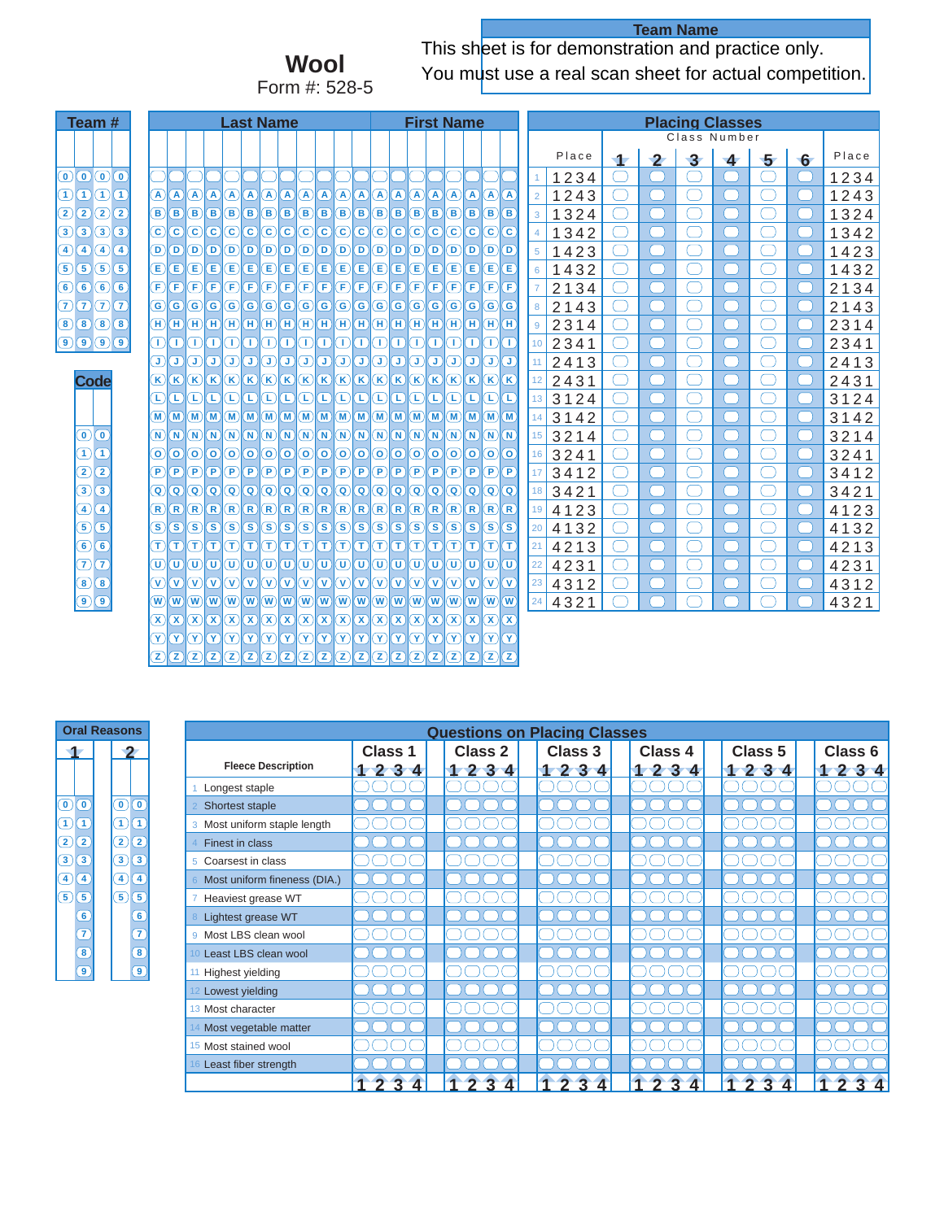# Wool

Form #: 528-5

**Team Name**

This sheet is for demonstration and practice only.
You must use a real scan sheet for actual competition.

**Team #**

0 1 2 3 4 5 6 7 8 9

**Code**

0 1 2 3 4 5 6 7 8 9

| Last Name | First Name |
|---|---|
| A–Z | A–Z |

**Placing Classes**

| | Place | Class 1 | Class 2 | Class 3 | Class 4 | Class 5 | Class 6 | Place |
|---|---|---|---|---|---|---|---|---|
| 1 | 1234 | | | | | | | 1234 |
| 2 | 1243 | | | | | | | 1243 |
| 3 | 1324 | | | | | | | 1324 |
| 4 | 1342 | | | | | | | 1342 |
| 5 | 1423 | | | | | | | 1423 |
| 6 | 1432 | | | | | | | 1432 |
| 7 | 2134 | | | | | | | 2134 |
| 8 | 2143 | | | | | | | 2143 |
| 9 | 2314 | | | | | | | 2314 |
| 10 | 2341 | | | | | | | 2341 |
| 11 | 2413 | | | | | | | 2413 |
| 12 | 2431 | | | | | | | 2431 |
| 13 | 3124 | | | | | | | 3124 |
| 14 | 3142 | | | | | | | 3142 |
| 15 | 3214 | | | | | | | 3214 |
| 16 | 3241 | | | | | | | 3241 |
| 17 | 3412 | | | | | | | 3412 |
| 18 | 3421 | | | | | | | 3421 |
| 19 | 4123 | | | | | | | 4123 |
| 20 | 4132 | | | | | | | 4132 |
| 21 | 4213 | | | | | | | 4213 |
| 22 | 4231 | | | | | | | 4231 |
| 23 | 4312 | | | | | | | 4312 |
| 24 | 4321 | | | | | | | 4321 |

**Oral Reasons**

| 1 | 2 |
|---|---|
| 0–5 / 0–9 | 0–5 / 0–9 |

**Questions on Placing Classes**

| Fleece Description | Class 1 (1 2 3 4) | Class 2 (1 2 3 4) | Class 3 (1 2 3 4) | Class 4 (1 2 3 4) | Class 5 (1 2 3 4) | Class 6 (1 2 3 4) |
|---|---|---|---|---|---|---|
| 1 Longest staple | | | | | | |
| 2 Shortest staple | | | | | | |
| 3 Most uniform staple length | | | | | | |
| 4 Finest in class | | | | | | |
| 5 Coarsest in class | | | | | | |
| 6 Most uniform fineness (DIA.) | | | | | | |
| 7 Heaviest grease WT | | | | | | |
| 8 Lightest grease WT | | | | | | |
| 9 Most LBS clean wool | | | | | | |
| 10 Least LBS clean wool | | | | | | |
| 11 Highest yielding | | | | | | |
| 12 Lowest yielding | | | | | | |
| 13 Most character | | | | | | |
| 14 Most vegetable matter | | | | | | |
| 15 Most stained wool | | | | | | |
| 16 Least fiber strength | | | | | | |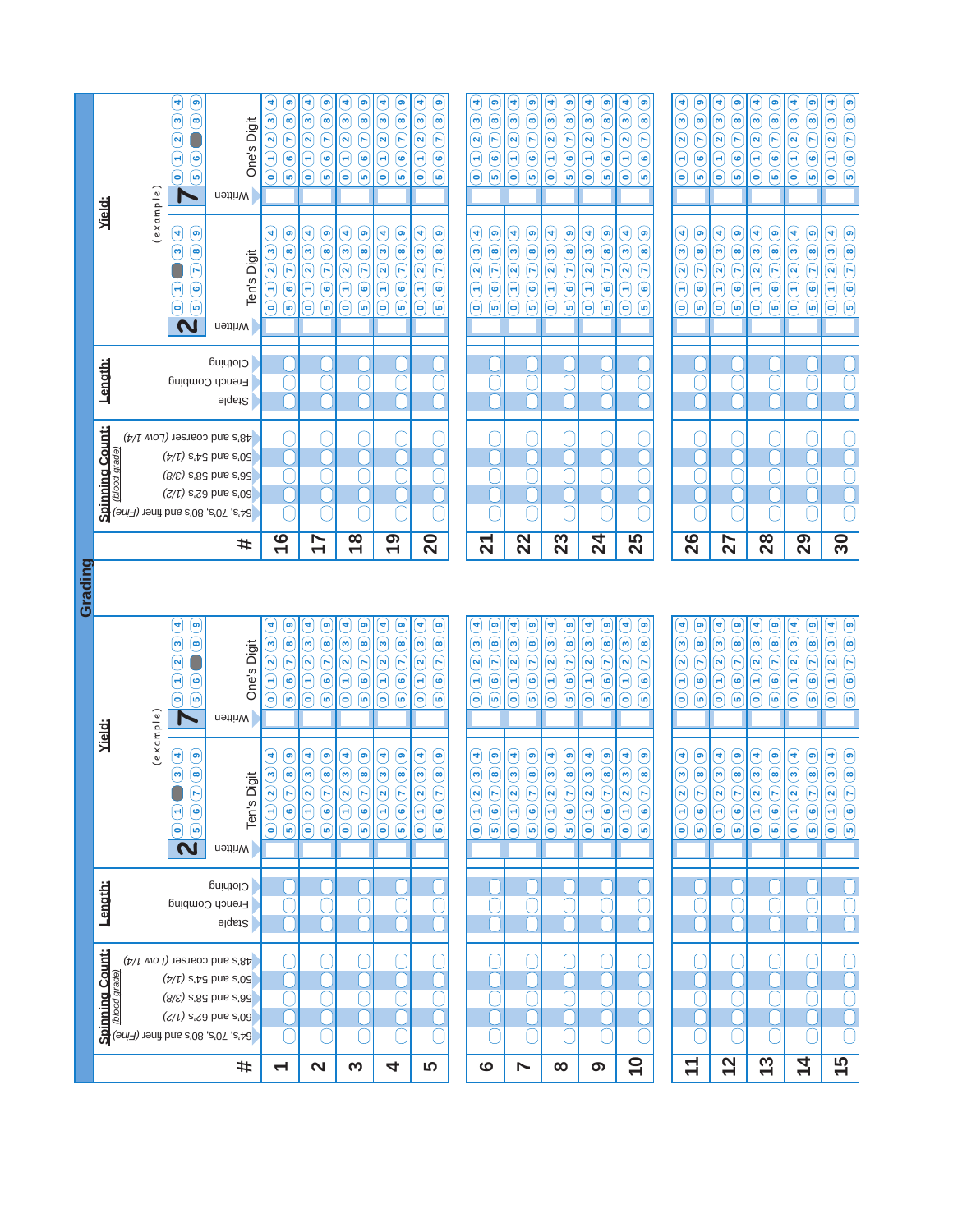## Grading

| # | Spinning Count: (blood grade) | | | | | Length: | | | Yield: Ten's Digit | | One's Digit | |
|---|---|---|---|---|---|---|---|---|---|---|---|---|
| | 64's, 70's, 80's and finer (Fine) | 60's and 62's (1/2) | 56's and 58's (3/8) | 50's and 54's (1/4) | 48's and coarser (Low 1/4) | Staple | French Combing | Clothing | Written | 0 1 2 3 4 5 6 7 8 9 | Written | 0 1 2 3 4 5 6 7 8 9 |
| (example) | | | | | | | | | 2 | 0 1 ● 3 4 5 6 7 8 9 | 7 | 0 1 2 3 4 5 6 ● 8 9 |
| 1 | | | | | | | | | | | | |
| 2 | | | | | | | | | | | | |
| 3 | | | | | | | | | | | | |
| 4 | | | | | | | | | | | | |
| 5 | | | | | | | | | | | | |
| 6 | | | | | | | | | | | | |
| 7 | | | | | | | | | | | | |
| 8 | | | | | | | | | | | | |
| 9 | | | | | | | | | | | | |
| 10 | | | | | | | | | | | | |
| 11 | | | | | | | | | | | | |
| 12 | | | | | | | | | | | | |
| 13 | | | | | | | | | | | | |
| 14 | | | | | | | | | | | | |
| 15 | | | | | | | | | | | | |
| 16 | | | | | | | | | | | | |
| 17 | | | | | | | | | | | | |
| 18 | | | | | | | | | | | | |
| 19 | | | | | | | | | | | | |
| 20 | | | | | | | | | | | | |
| 21 | | | | | | | | | | | | |
| 22 | | | | | | | | | | | | |
| 23 | | | | | | | | | | | | |
| 24 | | | | | | | | | | | | |
| 25 | | | | | | | | | | | | |
| 26 | | | | | | | | | | | | |
| 27 | | | | | | | | | | | | |
| 28 | | | | | | | | | | | | |
| 29 | | | | | | | | | | | | |
| 30 | | | | | | | | | | | | |